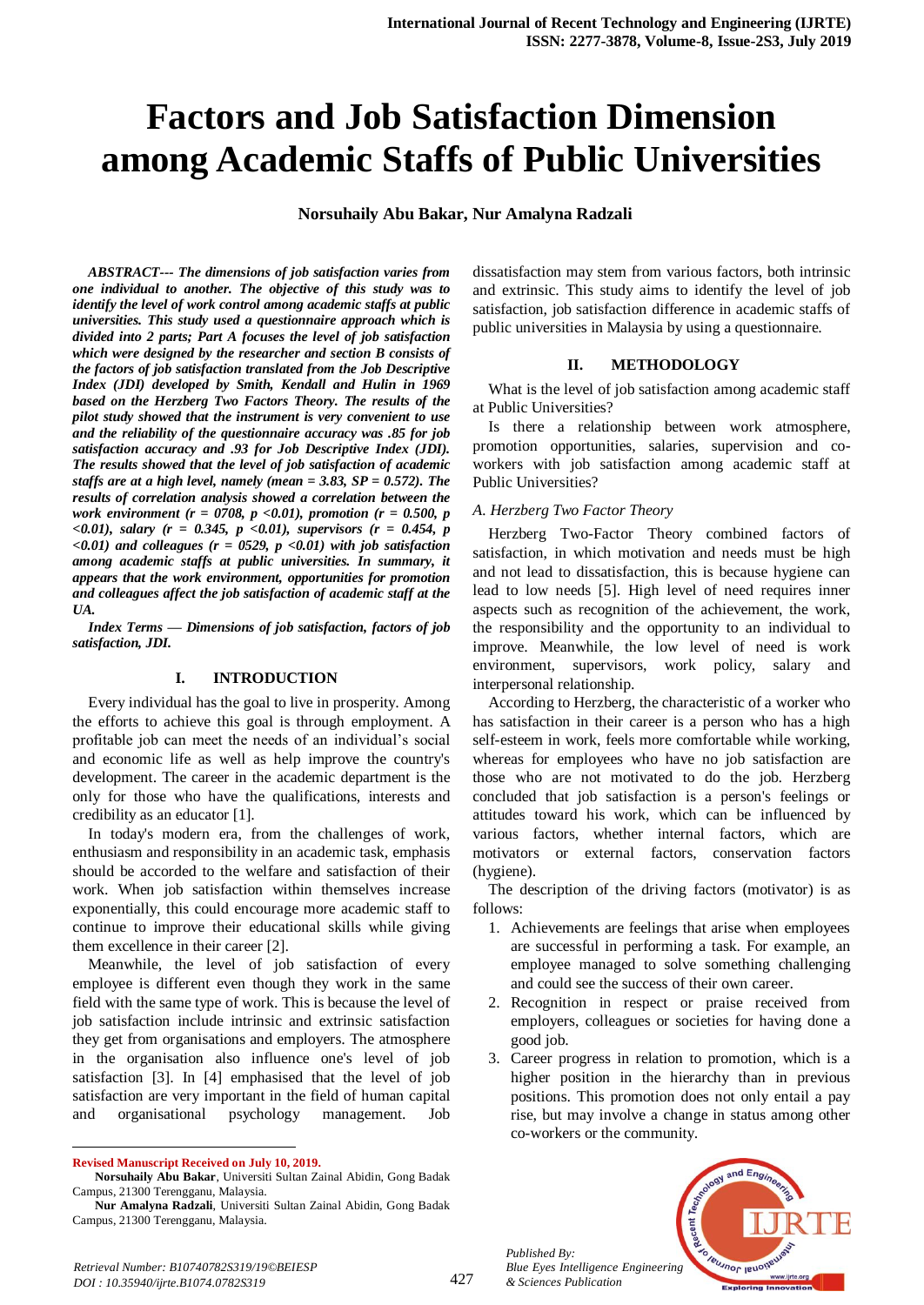# Factors and Job Satisfaction Dimension among Academic Staffs of Public Universities

**Norsuhaily Abu Bakar, Nur Amalyna Radzali**

***ABSTRACT--- The dimensions of job satisfaction varies from one individual to another. The objective of this study was to identify the level of work control among academic staffs at public universities. This study used a questionnaire approach which is divided into 2 parts; Part A focuses the level of job satisfaction which were designed by the researcher and section B consists of the factors of job satisfaction translated from the Job Descriptive Index (JDI) developed by Smith, Kendall and Hulin in 1969 based on the Herzberg Two Factors Theory. The results of the pilot study showed that the instrument is very convenient to use and the reliability of the questionnaire accuracy was .85 for job satisfaction accuracy and .93 for Job Descriptive Index (JDI). The results showed that the level of job satisfaction of academic staffs are at a high level, namely (mean = 3.83, SP = 0.572). The results of correlation analysis showed a correlation between the work environment (r = 0708, p <0.01), promotion (r = 0.500, p <0.01), salary (r = 0.345, p <0.01), supervisors (r = 0.454, p <0.01) and colleagues (r = 0529, p <0.01) with job satisfaction among academic staffs at public universities. In summary, it appears that the work environment, opportunities for promotion and colleagues affect the job satisfaction of academic staff at the UA.***

***Index Terms — Dimensions of job satisfaction, factors of job satisfaction, JDI.***

## I. INTRODUCTION

Every individual has the goal to live in prosperity. Among the efforts to achieve this goal is through employment. A profitable job can meet the needs of an individual's social and economic life as well as help improve the country's development. The career in the academic department is the only for those who have the qualifications, interests and credibility as an educator [1].

In today's modern era, from the challenges of work, enthusiasm and responsibility in an academic task, emphasis should be accorded to the welfare and satisfaction of their work. When job satisfaction within themselves increase exponentially, this could encourage more academic staff to continue to improve their educational skills while giving them excellence in their career [2].

Meanwhile, the level of job satisfaction of every employee is different even though they work in the same field with the same type of work. This is because the level of job satisfaction include intrinsic and extrinsic satisfaction they get from organisations and employers. The atmosphere in the organisation also influence one's level of job satisfaction [3]. In [4] emphasised that the level of job satisfaction are very important in the field of human capital and organisational psychology management. Job dissatisfaction may stem from various factors, both intrinsic and extrinsic. This study aims to identify the level of job satisfaction, job satisfaction difference in academic staffs of public universities in Malaysia by using a questionnaire.

## II. METHODOLOGY

What is the level of job satisfaction among academic staff at Public Universities?

Is there a relationship between work atmosphere, promotion opportunities, salaries, supervision and co-workers with job satisfaction among academic staff at Public Universities?

### *A. Herzberg Two Factor Theory*

Herzberg Two-Factor Theory combined factors of satisfaction, in which motivation and needs must be high and not lead to dissatisfaction, this is because hygiene can lead to low needs [5]. High level of need requires inner aspects such as recognition of the achievement, the work, the responsibility and the opportunity to an individual to improve. Meanwhile, the low level of need is work environment, supervisors, work policy, salary and interpersonal relationship.

According to Herzberg, the characteristic of a worker who has satisfaction in their career is a person who has a high self-esteem in work, feels more comfortable while working, whereas for employees who have no job satisfaction are those who are not motivated to do the job. Herzberg concluded that job satisfaction is a person's feelings or attitudes toward his work, which can be influenced by various factors, whether internal factors, which are motivators or external factors, conservation factors (hygiene).

The description of the driving factors (motivator) is as follows:

1. Achievements are feelings that arise when employees are successful in performing a task. For example, an employee managed to solve something challenging and could see the success of their own career.
2. Recognition in respect or praise received from employers, colleagues or societies for having done a good job.
3. Career progress in relation to promotion, which is a higher position in the hierarchy than in previous positions. This promotion does not only entail a pay rise, but may involve a change in status among other co-workers or the community.

**Revised Manuscript Received on July 10, 2019.**

**Norsuhaily Abu Bakar**, Universiti Sultan Zainal Abidin, Gong Badak Campus, 21300 Terengganu, Malaysia.

**Nur Amalyna Radzali**, Universiti Sultan Zainal Abidin, Gong Badak Campus, 21300 Terengganu, Malaysia.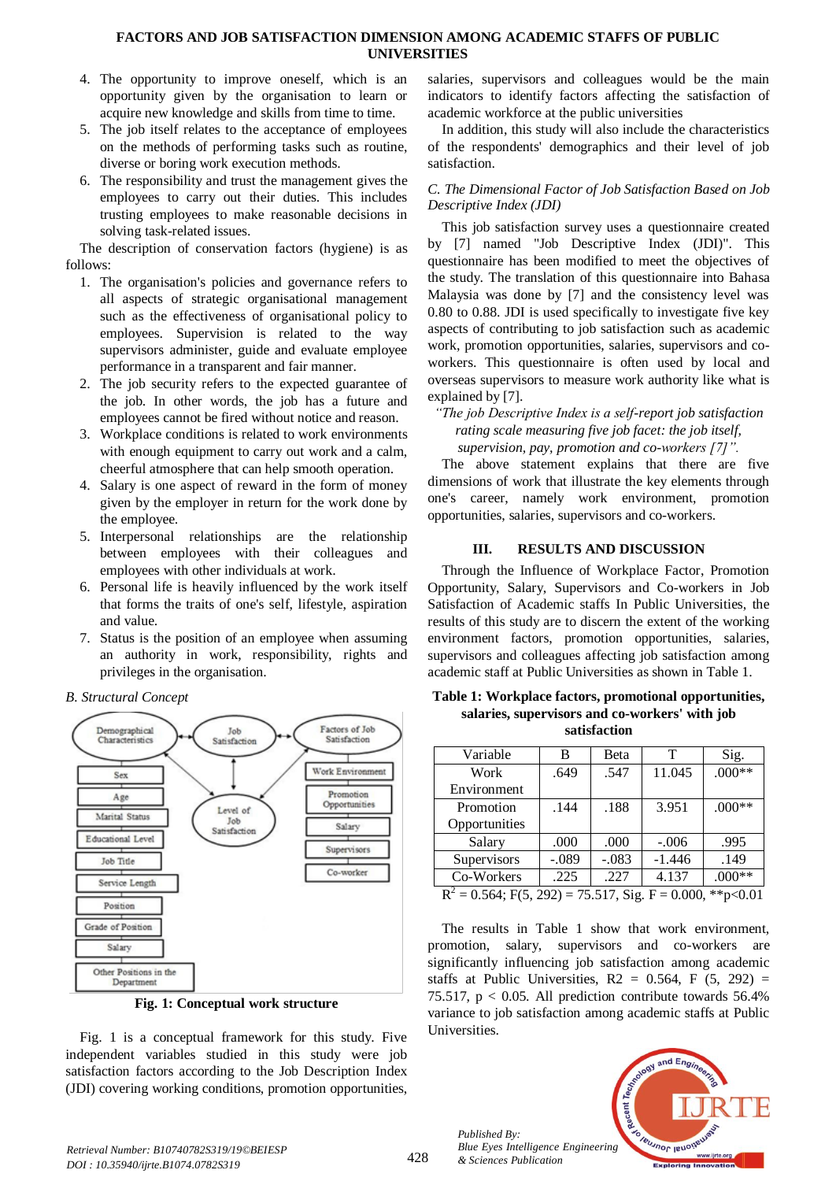4. The opportunity to improve oneself, which is an opportunity given by the organisation to learn or acquire new knowledge and skills from time to time.
5. The job itself relates to the acceptance of employees on the methods of performing tasks such as routine, diverse or boring work execution methods.
6. The responsibility and trust the management gives the employees to carry out their duties. This includes trusting employees to make reasonable decisions in solving task-related issues.

The description of conservation factors (hygiene) is as follows:

1. The organisation's policies and governance refers to all aspects of strategic organisational management such as the effectiveness of organisational policy to employees. Supervision is related to the way supervisors administer, guide and evaluate employee performance in a transparent and fair manner.
2. The job security refers to the expected guarantee of the job. In other words, the job has a future and employees cannot be fired without notice and reason.
3. Workplace conditions is related to work environments with enough equipment to carry out work and a calm, cheerful atmosphere that can help smooth operation.
4. Salary is one aspect of reward in the form of money given by the employer in return for the work done by the employee.
5. Interpersonal relationships are the relationship between employees with their colleagues and employees with other individuals at work.
6. Personal life is heavily influenced by the work itself that forms the traits of one's self, lifestyle, aspiration and value.
7. Status is the position of an employee when assuming an authority in work, responsibility, rights and privileges in the organisation.

*B. Structural Concept*

**Fig. 1: Conceptual work structure**

Fig. 1 is a conceptual framework for this study. Five independent variables studied in this study were job satisfaction factors according to the Job Description Index (JDI) covering working conditions, promotion opportunities, salaries, supervisors and colleagues would be the main indicators to identify factors affecting the satisfaction of academic workforce at the public universities

In addition, this study will also include the characteristics of the respondents' demographics and their level of job satisfaction.

*C. The Dimensional Factor of Job Satisfaction Based on Job Descriptive Index (JDI)*

This job satisfaction survey uses a questionnaire created by [7] named "Job Descriptive Index (JDI)". This questionnaire has been modified to meet the objectives of the study. The translation of this questionnaire into Bahasa Malaysia was done by [7] and the consistency level was 0.80 to 0.88. JDI is used specifically to investigate five key aspects of contributing to job satisfaction such as academic work, promotion opportunities, salaries, supervisors and co-workers. This questionnaire is often used by local and overseas supervisors to measure work authority like what is explained by [7].

> *"The job Descriptive Index is a self-report job satisfaction rating scale measuring five job facet: the job itself, supervision, pay, promotion and co-workers [7]".*

The above statement explains that there are five dimensions of work that illustrate the key elements through one's career, namely work environment, promotion opportunities, salaries, supervisors and co-workers.

## III. RESULTS AND DISCUSSION

Through the Influence of Workplace Factor, Promotion Opportunity, Salary, Supervisors and Co-workers in Job Satisfaction of Academic staffs In Public Universities, the results of this study are to discern the extent of the working environment factors, promotion opportunities, salaries, supervisors and colleagues affecting job satisfaction among academic staff at Public Universities as shown in Table 1.

**Table 1: Workplace factors, promotional opportunities, salaries, supervisors and co-workers' with job satisfaction**

| Variable | B | Beta | T | Sig. |
|---|---|---|---|---|
| Work Environment | .649 | .547 | 11.045 | .000** |
| Promotion Opportunities | .144 | .188 | 3.951 | .000** |
| Salary | .000 | .000 | -.006 | .995 |
| Supervisors | -.089 | -.083 | -1.446 | .149 |
| Co-Workers | .225 | .227 | 4.137 | .000** |

$R^2$ = 0.564; F(5, 292) = 75.517, Sig. F = 0.000, **p<0.01

The results in Table 1 show that work environment, promotion, salary, supervisors and co-workers are significantly influencing job satisfaction among academic staffs at Public Universities, R2 = 0.564, F (5, 292) = 75.517, $p < 0.05$. All prediction contribute towards 56.4% variance to job satisfaction among academic staffs at Public Universities.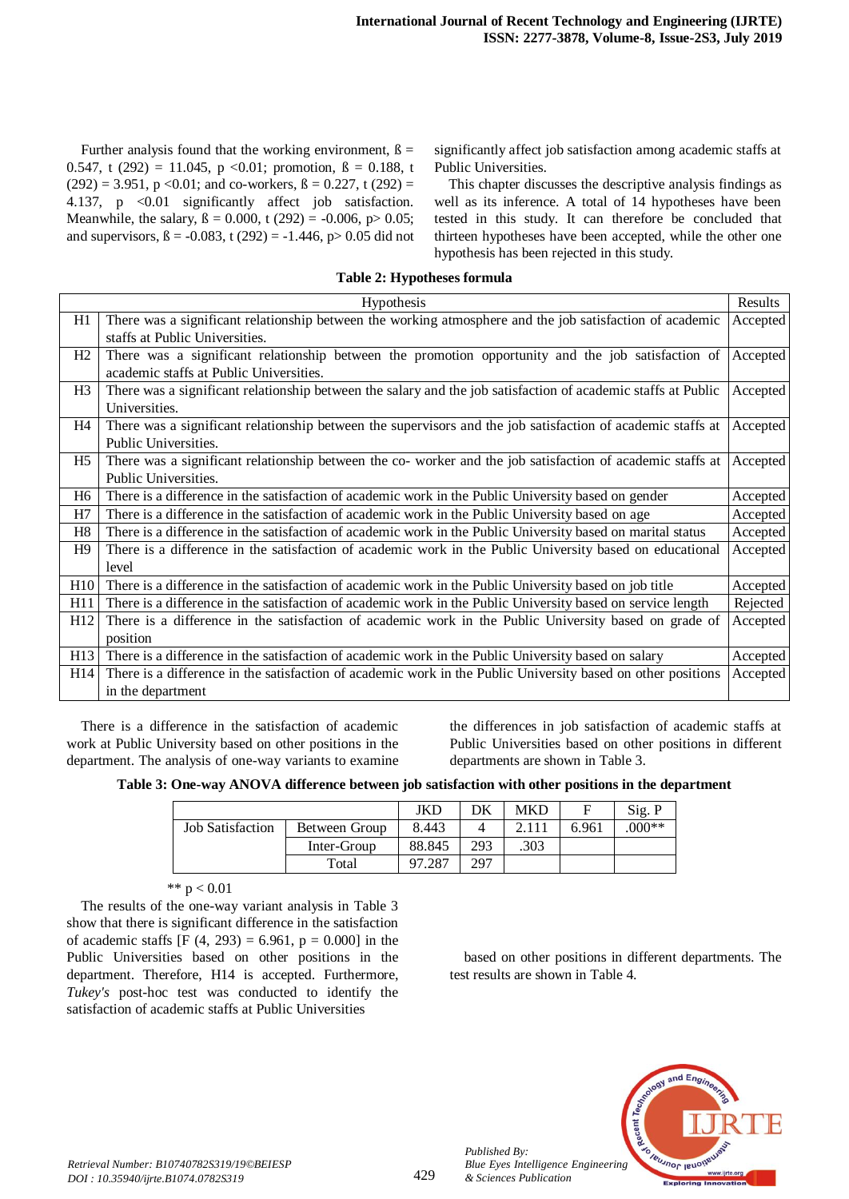Further analysis found that the working environment, $ß = 0.547$, $t(292) = 11.045$, $p < 0.01$; promotion, $ß = 0.188$, $t(292) = 3.951$, $p < 0.01$; and co-workers, $ß = 0.227$, $t(292) = 4.137$, $p < 0.01$ significantly affect job satisfaction. Meanwhile, the salary, $ß = 0.000$, $t(292) = -0.006$, $p > 0.05$; and supervisors, $ß = -0.083$, $t(292) = -1.446$, $p > 0.05$ did not significantly affect job satisfaction among academic staffs at Public Universities.

This chapter discusses the descriptive analysis findings as well as its inference. A total of 14 hypotheses have been tested in this study. It can therefore be concluded that thirteen hypotheses have been accepted, while the other one hypothesis has been rejected in this study.

**Table 2: Hypotheses formula**

| | Hypothesis | Results |
|---|---|---|
| H1 | There was a significant relationship between the working atmosphere and the job satisfaction of academic staffs at Public Universities. | Accepted |
| H2 | There was a significant relationship between the promotion opportunity and the job satisfaction of academic staffs at Public Universities. | Accepted |
| H3 | There was a significant relationship between the salary and the job satisfaction of academic staffs at Public Universities. | Accepted |
| H4 | There was a significant relationship between the supervisors and the job satisfaction of academic staffs at Public Universities. | Accepted |
| H5 | There was a significant relationship between the co- worker and the job satisfaction of academic staffs at Public Universities. | Accepted |
| H6 | There is a difference in the satisfaction of academic work in the Public University based on gender | Accepted |
| H7 | There is a difference in the satisfaction of academic work in the Public University based on age | Accepted |
| H8 | There is a difference in the satisfaction of academic work in the Public University based on marital status | Accepted |
| H9 | There is a difference in the satisfaction of academic work in the Public University based on educational level | Accepted |
| H10 | There is a difference in the satisfaction of academic work in the Public University based on job title | Accepted |
| H11 | There is a difference in the satisfaction of academic work in the Public University based on service length | Rejected |
| H12 | There is a difference in the satisfaction of academic work in the Public University based on grade of position | Accepted |
| H13 | There is a difference in the satisfaction of academic work in the Public University based on salary | Accepted |
| H14 | There is a difference in the satisfaction of academic work in the Public University based on other positions in the department | Accepted |

There is a difference in the satisfaction of academic work at Public University based on other positions in the department. The analysis of one-way variants to examine the differences in job satisfaction of academic staffs at Public Universities based on other positions in different departments are shown in Table 3.

**Table 3: One-way ANOVA difference between job satisfaction with other positions in the department**

| | | JKD | DK | MKD | F | Sig. P |
|---|---|---|---|---|---|---|
| Job Satisfaction | Between Group | 8.443 | 4 | 2.111 | 6.961 | .000** |
| | Inter-Group | 88.845 | 293 | .303 | | |
| | Total | 97.287 | 297 | | | |

** $p < 0.01$

The results of the one-way variant analysis in Table 3 show that there is significant difference in the satisfaction of academic staffs [$F(4, 293) = 6.961$, $p = 0.000$] in the Public Universities based on other positions in the department. Therefore, H14 is accepted. Furthermore, *Tukey's* post-hoc test was conducted to identify the satisfaction of academic staffs at Public Universities based on other positions in different departments. The test results are shown in Table 4.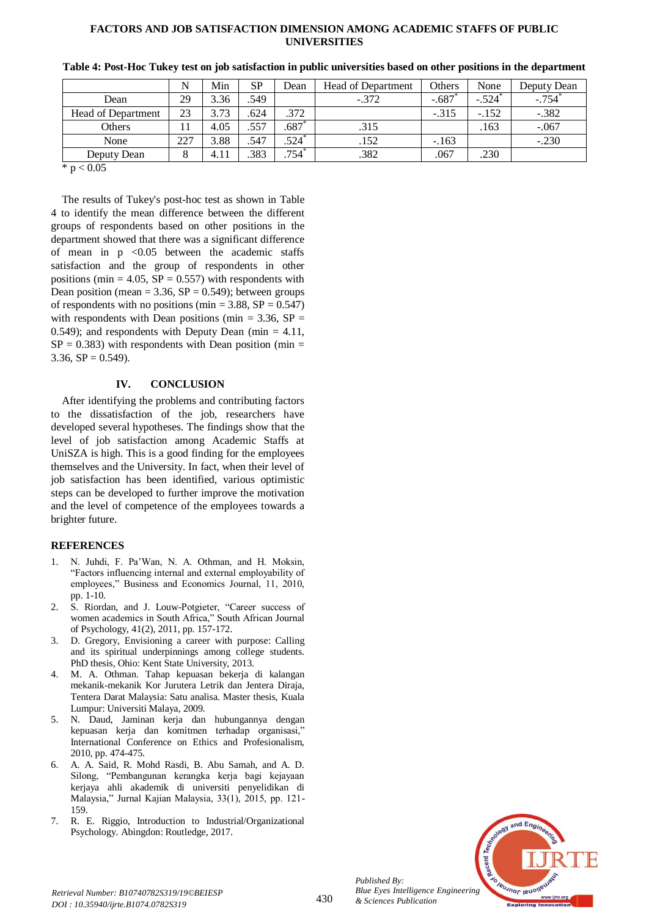**Table 4: Post-Hoc Tukey test on job satisfaction in public universities based on other positions in the department**

| | N | Min | SP | Dean | Head of Department | Others | None | Deputy Dean |
|---|---|---|---|---|---|---|---|---|
| Dean | 29 | 3.36 | .549 | | -.372 | -.687* | -.524* | -.754* |
| Head of Department | 23 | 3.73 | .624 | .372 | | -.315 | -.152 | -.382 |
| Others | 11 | 4.05 | .557 | .687* | .315 | | .163 | -.067 |
| None | 227 | 3.88 | .547 | .524* | .152 | -.163 | | -.230 |
| Deputy Dean | 8 | 4.11 | .383 | .754* | .382 | .067 | .230 | |

* $p < 0.05$

The results of Tukey's post-hoc test as shown in Table 4 to identify the mean difference between the different groups of respondents based on other positions in the department showed that there was a significant difference of mean in $p < 0.05$ between the academic staffs satisfaction and the group of respondents in other positions (min = 4.05, SP = 0.557) with respondents with Dean position (mean = 3.36, SP = 0.549); between groups of respondents with no positions (min = 3.88, SP = 0.547) with respondents with Dean positions (min = 3.36, SP = 0.549); and respondents with Deputy Dean (min = 4.11, SP = 0.383) with respondents with Dean position (min = 3.36, SP = 0.549).

## IV. CONCLUSION

After identifying the problems and contributing factors to the dissatisfaction of the job, researchers have developed several hypotheses. The findings show that the level of job satisfaction among Academic Staffs at UniSZA is high. This is a good finding for the employees themselves and the University. In fact, when their level of job satisfaction has been identified, various optimistic steps can be developed to further improve the motivation and the level of competence of the employees towards a brighter future.

## REFERENCES

1. N. Juhdi, F. Pa'Wan, N. A. Othman, and H. Moksin, "Factors influencing internal and external employability of employees," Business and Economics Journal, 11, 2010, pp. 1-10.
2. S. Riordan, and J. Louw-Potgieter, "Career success of women academics in South Africa," South African Journal of Psychology, 41(2), 2011, pp. 157-172.
3. D. Gregory, Envisioning a career with purpose: Calling and its spiritual underpinnings among college students. PhD thesis, Ohio: Kent State University, 2013.
4. M. A. Othman. Tahap kepuasan bekerja di kalangan mekanik-mekanik Kor Jurutera Letrik dan Jentera Diraja, Tentera Darat Malaysia: Satu analisa. Master thesis, Kuala Lumpur: Universiti Malaya, 2009.
5. N. Daud, Jaminan kerja dan hubungannya dengan kepuasan kerja dan komitmen terhadap organisasi," International Conference on Ethics and Profesionalism, 2010, pp. 474-475.
6. A. A. Said, R. Mohd Rasdi, B. Abu Samah, and A. D. Silong, "Pembangunan kerangka kerja bagi kejayaan kerjaya ahli akademik di universiti penyelidikan di Malaysia," Jurnal Kajian Malaysia, 33(1), 2015, pp. 121-159.
7. R. E. Riggio, Introduction to Industrial/Organizational Psychology. Abingdon: Routledge, 2017.